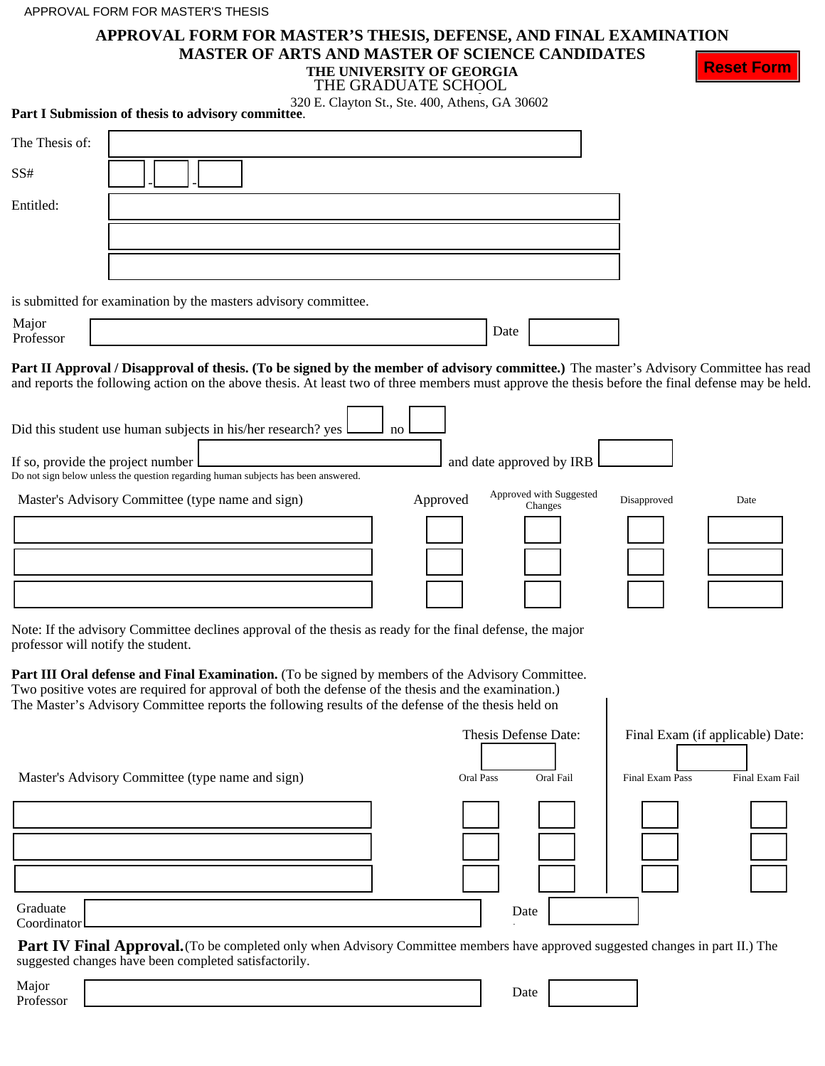APPROVAL FORM FOR MASTER'S THESIS

# APPROVAL FORM FOR MASTER'S THESIS, DEFENSE, AND FINAL EXAMINATION

## MASTER OF ARTS AND MASTER OF SCIENCE CANDIDATES

**THE UNIVERSITY OF GEORGIA**

THE GRADUATE SCHOOL

320 E. Clayton St., Ste. 400, Athens, GA 30602

Reset Form

**Part I Submission of thesis to advisory committee**.

The Thesis of: ____________________

SS# ____ - ____ - ____

Entitled: ____________________

____________________

____________________

is submitted for examination by the masters advisory committee.

Major Professor ____________________ Date ________

**Part II Approval / Disapproval of thesis. (To be signed by the member of advisory committee.)** The master's Advisory Committee has read and reports the following action on the above thesis. At least two of three members must approve the thesis before the final defense may be held.

Did this student use human subjects in his/her research? yes ☐ no ☐

If so, provide the project number ____________________ and date approved by IRB ________

Do not sign below unless the question regarding human subjects has been answered.

| Master's Advisory Committee (type name and sign) | Approved | Approved with Suggested Changes | Disapproved | Date |
|---|---|---|---|---|
| | | | | |
| | | | | |
| | | | | |

Note: If the advisory Committee declines approval of the thesis as ready for the final defense, the major professor will notify the student.

**Part III Oral defense and Final Examination.** (To be signed by members of the Advisory Committee. Two positive votes are required for approval of both the defense of the thesis and the examination.)
The Master's Advisory Committee reports the following results of the defense of the thesis held on

Thesis Defense Date: ________ Final Exam (if applicable) Date: ________

| Master's Advisory Committee (type name and sign) | Oral Pass | Oral Fail | Final Exam Pass | Final Exam Fail |
|---|---|---|---|---|
| | | | | |
| | | | | |
| | | | | |

Graduate Coordinator ____________________ Date ________

**Part IV Final Approval.** (To be completed only when Advisory Committee members have approved suggested changes in part II.) The suggested changes have been completed satisfactorily.

Major Professor ____________________ Date ________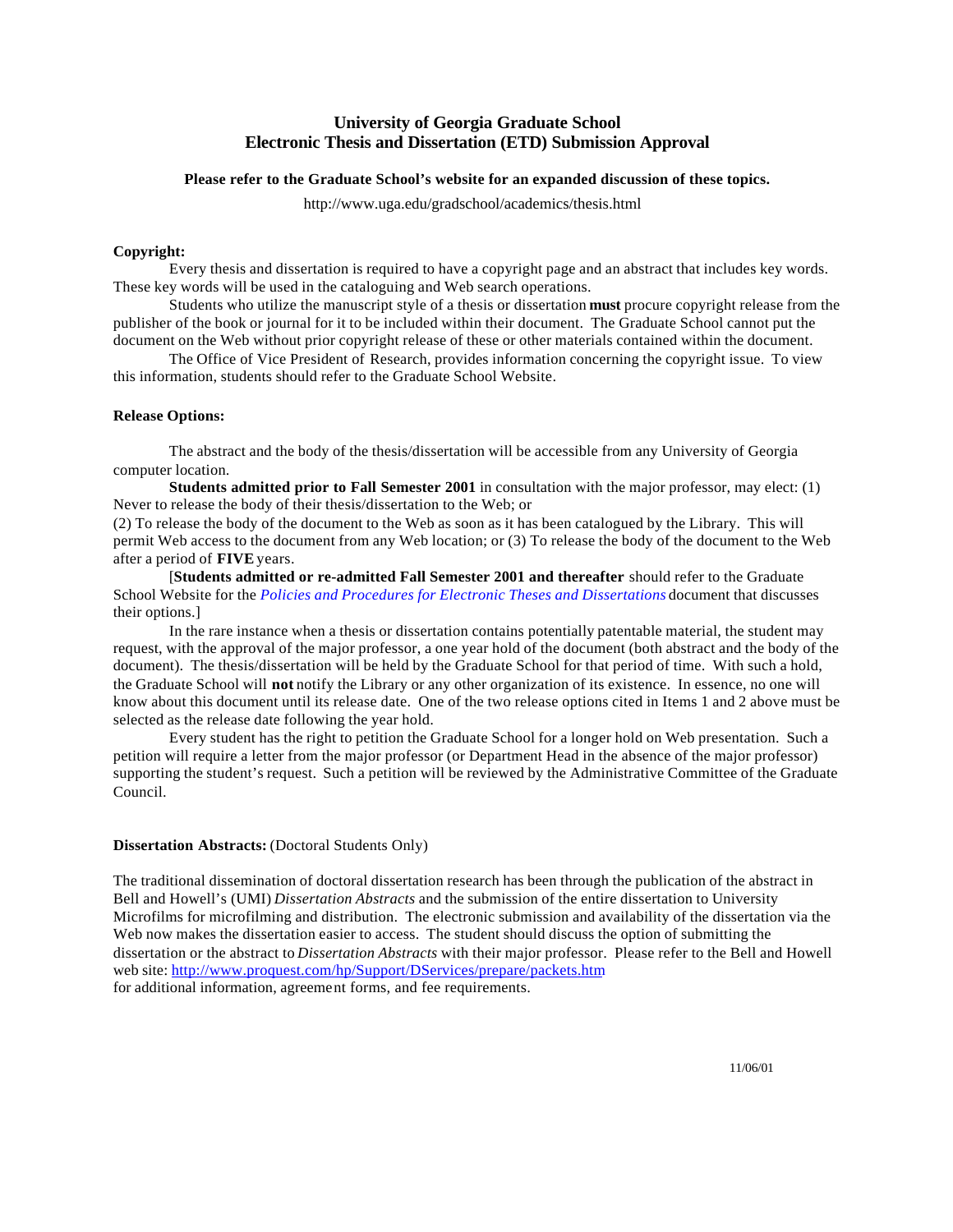# University of Georgia Graduate School
# Electronic Thesis and Dissertation (ETD) Submission Approval

**Please refer to the Graduate School's website for an expanded discussion of these topics.**

http://www.uga.edu/gradschool/academics/thesis.html

**Copyright:**

Every thesis and dissertation is required to have a copyright page and an abstract that includes key words. These key words will be used in the cataloguing and Web search operations.

Students who utilize the manuscript style of a thesis or dissertation **must** procure copyright release from the publisher of the book or journal for it to be included within their document. The Graduate School cannot put the document on the Web without prior copyright release of these or other materials contained within the document.

The Office of Vice President of Research, provides information concerning the copyright issue. To view this information, students should refer to the Graduate School Website.

**Release Options:**

The abstract and the body of the thesis/dissertation will be accessible from any University of Georgia computer location.

**Students admitted prior to Fall Semester 2001** in consultation with the major professor, may elect: (1) Never to release the body of their thesis/dissertation to the Web; or
(2) To release the body of the document to the Web as soon as it has been catalogued by the Library. This will permit Web access to the document from any Web location; or (3) To release the body of the document to the Web after a period of **FIVE** years.

[**Students admitted or re-admitted Fall Semester 2001 and thereafter** should refer to the Graduate School Website for the *Policies and Procedures for Electronic Theses and Dissertations* document that discusses their options.]

In the rare instance when a thesis or dissertation contains potentially patentable material, the student may request, with the approval of the major professor, a one year hold of the document (both abstract and the body of the document). The thesis/dissertation will be held by the Graduate School for that period of time. With such a hold, the Graduate School will **not** notify the Library or any other organization of its existence. In essence, no one will know about this document until its release date. One of the two release options cited in Items 1 and 2 above must be selected as the release date following the year hold.

Every student has the right to petition the Graduate School for a longer hold on Web presentation. Such a petition will require a letter from the major professor (or Department Head in the absence of the major professor) supporting the student's request. Such a petition will be reviewed by the Administrative Committee of the Graduate Council.

**Dissertation Abstracts:** (Doctoral Students Only)

The traditional dissemination of doctoral dissertation research has been through the publication of the abstract in Bell and Howell's (UMI) *Dissertation Abstracts* and the submission of the entire dissertation to University Microfilms for microfilming and distribution. The electronic submission and availability of the dissertation via the Web now makes the dissertation easier to access. The student should discuss the option of submitting the dissertation or the abstract to *Dissertation Abstracts* with their major professor. Please refer to the Bell and Howell web site: http://www.proquest.com/hp/Support/DServices/prepare/packets.htm
for additional information, agreement forms, and fee requirements.

11/06/01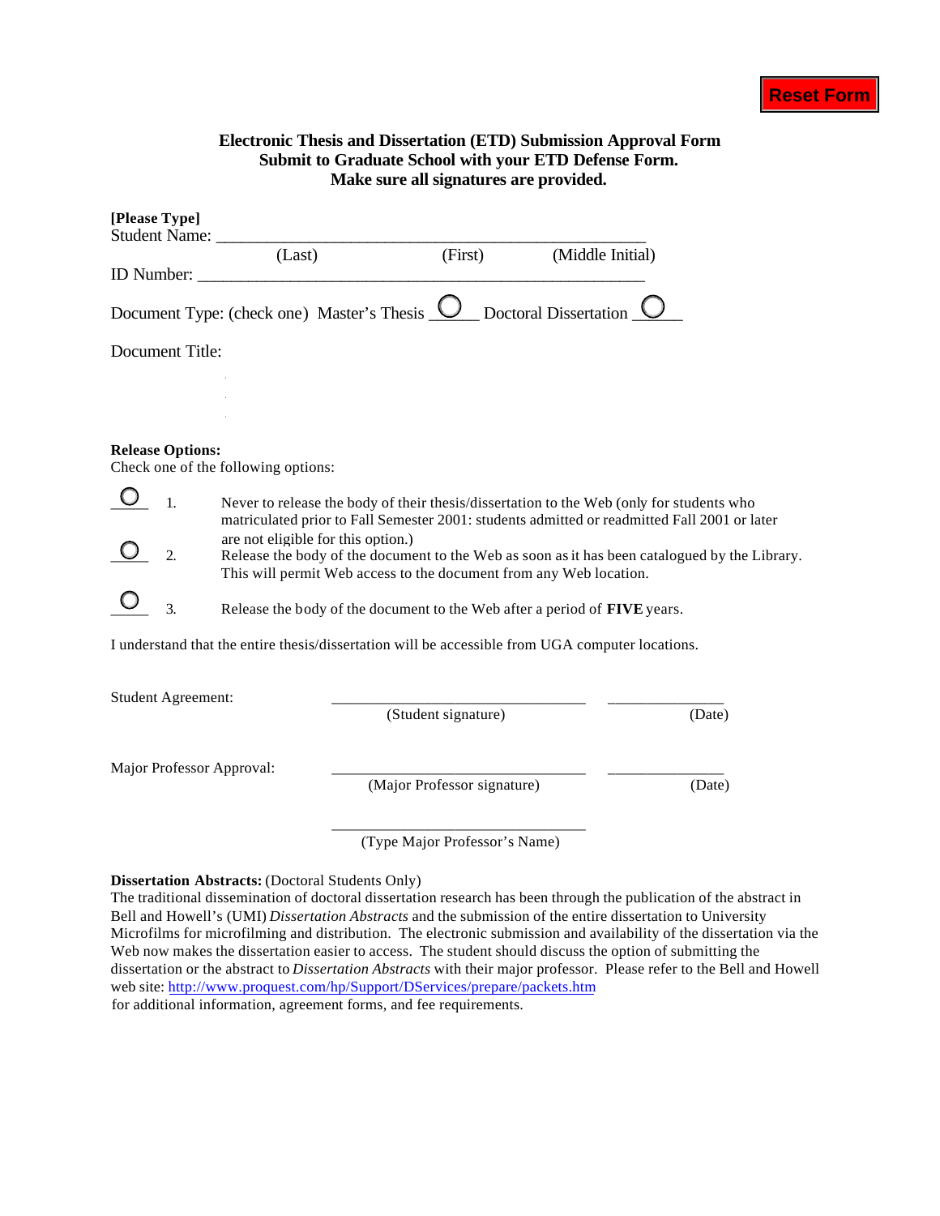Reset Form

**Electronic Thesis and Dissertation (ETD) Submission Approval Form**
**Submit to Graduate School with your ETD Defense Form.**
**Make sure all signatures are provided.**

**[Please Type]**
Student Name: ______________________________________________
(Last) (First) (Middle Initial)
ID Number: ______________________________________________

Document Type: (check one) Master's Thesis ○ ______ Doctoral Dissertation ○ ______

Document Title:

**Release Options:**
Check one of the following options:

○ 1. Never to release the body of their thesis/dissertation to the Web (only for students who matriculated prior to Fall Semester 2001: students admitted or readmitted Fall 2001 or later are not eligible for this option.)

○ 2. Release the body of the document to the Web as soon as it has been catalogued by the Library. This will permit Web access to the document from any Web location.

○ 3. Release the body of the document to the Web after a period of **FIVE** years.

I understand that the entire thesis/dissertation will be accessible from UGA computer locations.

Student Agreement: ______________________________ ______________
(Student signature) (Date)

Major Professor Approval: ______________________________ ______________
(Major Professor signature) (Date)

______________________________
(Type Major Professor's Name)

**Dissertation Abstracts:** (Doctoral Students Only)
The traditional dissemination of doctoral dissertation research has been through the publication of the abstract in Bell and Howell's (UMI) *Dissertation Abstracts* and the submission of the entire dissertation to University Microfilms for microfilming and distribution. The electronic submission and availability of the dissertation via the Web now makes the dissertation easier to access. The student should discuss the option of submitting the dissertation or the abstract to *Dissertation Abstracts* with their major professor. Please refer to the Bell and Howell web site: http://www.proquest.com/hp/Support/DServices/prepare/packets.htm
for additional information, agreement forms, and fee requirements.